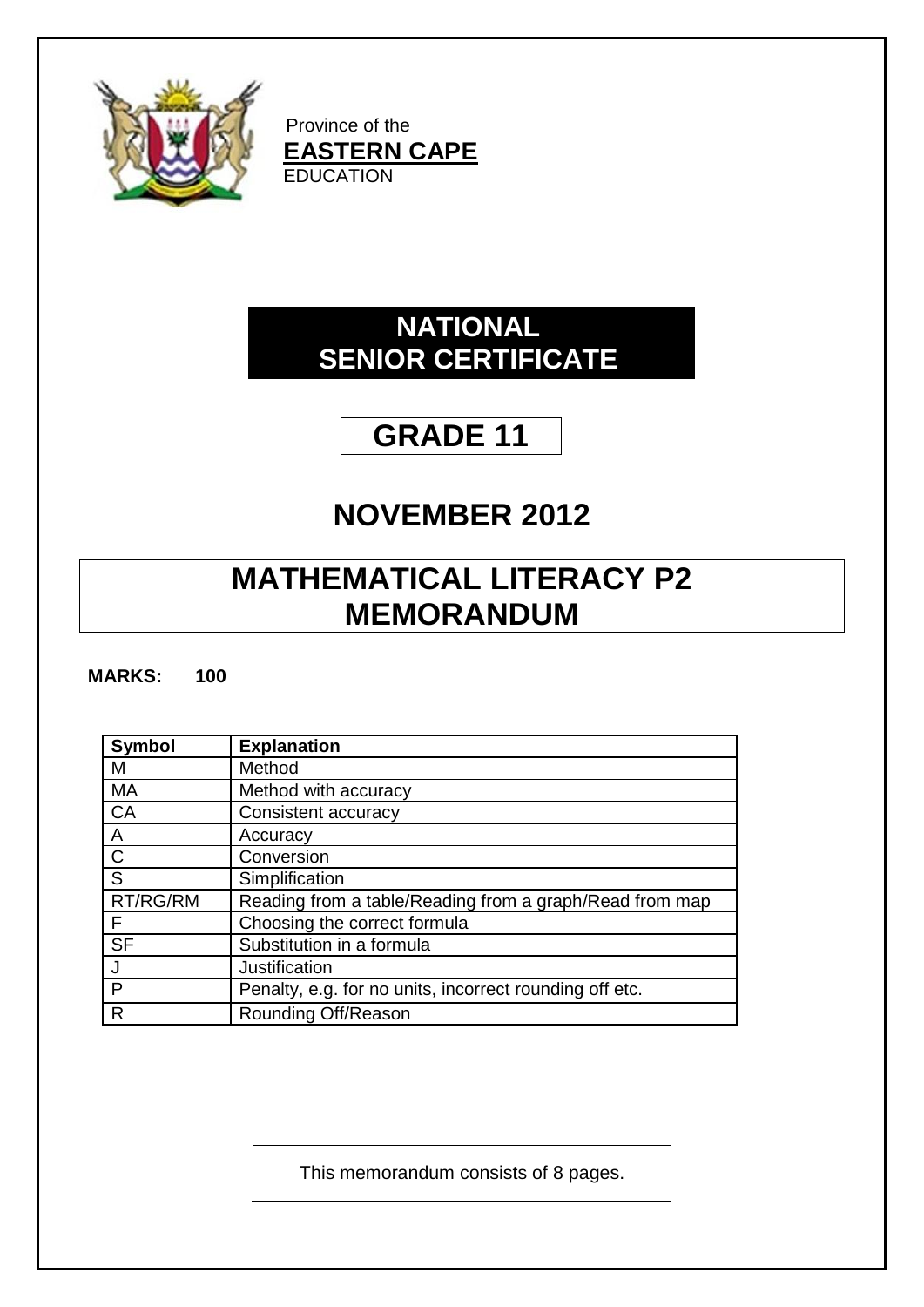Province of the
**EASTERN CAPE**
EDUCATION

# NATIONAL SENIOR CERTIFICATE

# GRADE 11

## NOVEMBER 2012

# MATHEMATICAL LITERACY P2 MEMORANDUM

**MARKS: 100**

| Symbol | Explanation |
|---|---|
| M | Method |
| MA | Method with accuracy |
| CA | Consistent accuracy |
| A | Accuracy |
| C | Conversion |
| S | Simplification |
| RT/RG/RM | Reading from a table/Reading from a graph/Read from map |
| F | Choosing the correct formula |
| SF | Substitution in a formula |
| J | Justification |
| P | Penalty, e.g. for no units, incorrect rounding off etc. |
| R | Rounding Off/Reason |

This memorandum consists of 8 pages.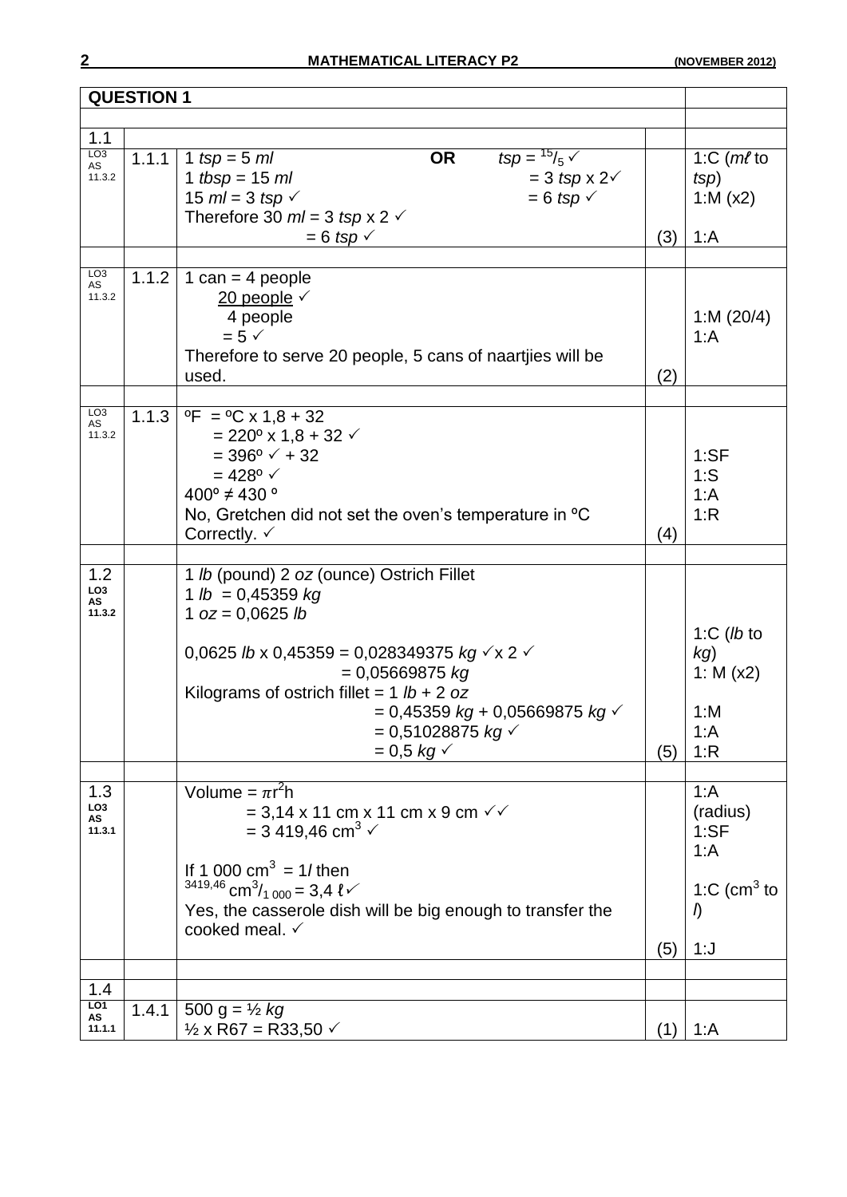## QUESTION 1

| | | | | |
|---|---|---|---|---|
| 1.1 | | | | |
| LO3 AS 11.3.2 | 1.1.1 | 1 *tsp* = 5 *ml* OR *tsp* = $^{15}/_{5}$ ✓<br>1 *tbsp* = 15 *ml* = 3 *tsp* x 2✓<br>15 *ml* = 3 *tsp* ✓ = 6 *tsp* ✓<br>Therefore 30 *ml* = 3 *tsp* x 2 ✓<br>= 6 *tsp* ✓ | (3) | 1:C (*mℓ* to *tsp*)<br>1:M (x2)<br>1:A |
| LO3 AS 11.3.2 | 1.1.2 | 1 can = 4 people<br>$\frac{20 \text{ people}}{4 \text{ people}}$ ✓<br>= 5 ✓<br>Therefore to serve 20 people, 5 cans of naartjies will be used. | (2) | 1:M (20/4)<br>1:A |
| LO3 AS 11.3.2 | 1.1.3 | ºF = ºC x 1,8 + 32<br>= 220º x 1,8 + 32 ✓<br>= 396º ✓ + 32<br>= 428º ✓<br>400º ≠ 430 º<br>No, Gretchen did not set the oven's temperature in ºC Correctly. ✓ | (4) | 1:SF<br>1:S<br>1:A<br>1:R |
| 1.2 LO3 AS 11.3.2 | | 1 *lb* (pound) 2 *oz* (ounce) Ostrich Fillet<br>1 *lb* = 0,45359 *kg*<br>1 *oz* = 0,0625 *lb*<br><br>0,0625 *lb* x 0,45359 = 0,028349375 *kg* ✓x 2 ✓<br>= 0,05669875 *kg*<br>Kilograms of ostrich fillet = 1 *lb* + 2 *oz*<br>= 0,45359 *kg* + 0,05669875 *kg* ✓<br>= 0,51028875 *kg* ✓<br>= 0,5 *kg* ✓ | (5) | 1:C (*lb* to *kg*)<br>1: M (x2)<br>1:M<br>1:A<br>1:R |
| 1.3 LO3 AS 11.3.1 | | Volume = $\pi r^2 h$<br>= 3,14 x 11 cm x 11 cm x 9 cm ✓✓<br>= 3 419,46 $cm^3$ ✓<br><br>If 1 000 $cm^3$ = 1*l* then<br>$^{3419,46}cm^3/_{1\,000}$ = 3,4 ℓ✓<br>Yes, the casserole dish will be big enough to transfer the cooked meal. ✓ | (5) | 1:A (radius)<br>1:SF<br>1:A<br>1:C ($cm^3$ to *l*)<br>1:J |
| 1.4 | | | | |
| LO1 AS 11.1.1 | 1.4.1 | 500 g = ½ *kg*<br>½ x R67 = R33,50 ✓ | (1) | 1:A |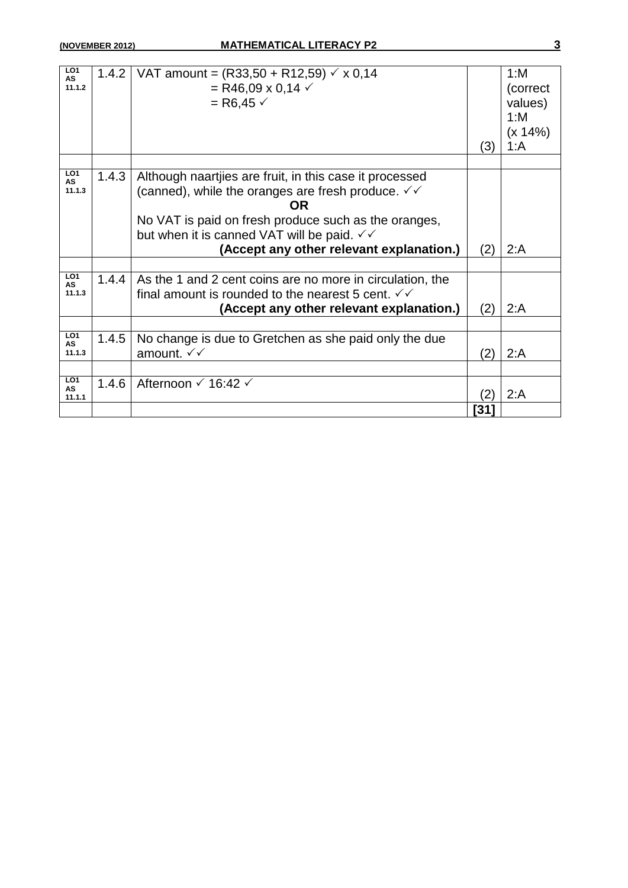| | | | | |
|---|---|---|---|---|
| LO1 AS 11.1.2 | 1.4.2 | VAT amount = (R33,50 + R12,59) ✓ x 0,14<br>= R46,09 x 0,14 ✓<br>= R6,45 ✓ | (3) | 1:M (correct values)<br>1:M (x 14%)<br>1:A |
| | | | | |
| LO1 AS 11.1.3 | 1.4.3 | Although naartjies are fruit, in this case it processed (canned), while the oranges are fresh produce. ✓✓<br>**OR**<br>No VAT is paid on fresh produce such as the oranges, but when it is canned VAT will be paid. ✓✓<br>**(Accept any other relevant explanation.)** | (2) | 2:A |
| | | | | |
| LO1 AS 11.1.3 | 1.4.4 | As the 1 and 2 cent coins are no more in circulation, the final amount is rounded to the nearest 5 cent. ✓✓<br>**(Accept any other relevant explanation.)** | (2) | 2:A |
| | | | | |
| LO1 AS 11.1.3 | 1.4.5 | No change is due to Gretchen as she paid only the due amount. ✓✓ | (2) | 2:A |
| | | | | |
| LO1 AS 11.1.1 | 1.4.6 | Afternoon ✓ 16:42 ✓ | (2) | 2:A |
| | | | **[31]** | |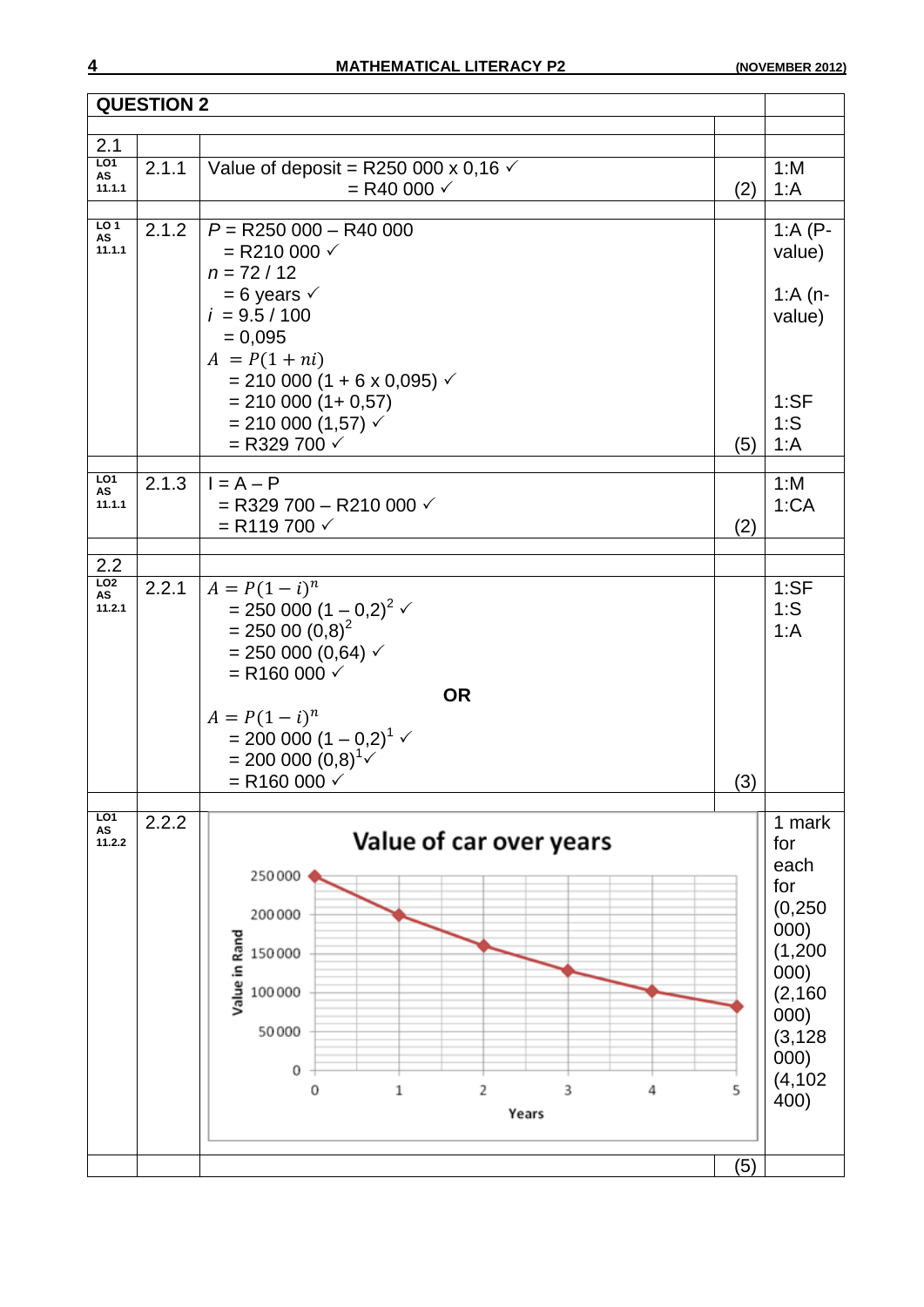## QUESTION 2

| | | | | |
|---|---|---|---|---|
| **2.1** | | | | |
| LO1 AS 11.1.1 | 2.1.1 | Value of deposit = R250 000 x 0,16 ✓<br>= R40 000 ✓ | (2) | 1:M<br>1:A |
| LO 1 AS 11.1.1 | 2.1.2 | $P$ = R250 000 – R40 000<br>= R210 000 ✓<br>$n$ = 72 / 12<br>= 6 years ✓<br>$i$ = 9.5 / 100<br>= 0,095<br>$A = P(1 + ni)$<br>= 210 000 (1 + 6 x 0,095) ✓<br>= 210 000 (1+ 0,57)<br>= 210 000 (1,57) ✓<br>= R329 700 ✓ | (5) | 1:A (P-value)<br><br>1:A (n-value)<br><br>1:SF<br>1:S<br>1:A |
| LO1 AS 11.1.1 | 2.1.3 | I = A – P<br>= R329 700 – R210 000 ✓<br>= R119 700 ✓ | (2) | 1:M<br>1:CA |
| **2.2** | | | | |
| LO2 AS 11.2.1 | 2.2.1 | $A = P(1 - i)^n$<br>= 250 000 $(1 – 0,2)^2$ ✓<br>= 250 00 $(0,8)^2$<br>= 250 000 (0,64) ✓<br>= R160 000 ✓<br><br>**OR**<br><br>$A = P(1 - i)^n$<br>= 200 000 $(1 – 0,2)^1$ ✓<br>= 200 000 $(0,8)^1$ ✓<br>= R160 000 ✓ | (3) | 1:SF<br>1:S<br>1:A |
| LO1 AS 11.2.2 | 2.2.2 | **Value of car over years**<br>(Line graph: Value in Rand (0 to 250 000) against Years (0 to 5); points plotted at (0; 250 000), (1; 200 000), (2; 160 000), (3; 128 000), (4; 102 400), (5; ≈ 82 000)) | (5) | 1 mark for each for (0,250 000) (1,200 000) (2,160 000) (3,128 000) (4,102 400) |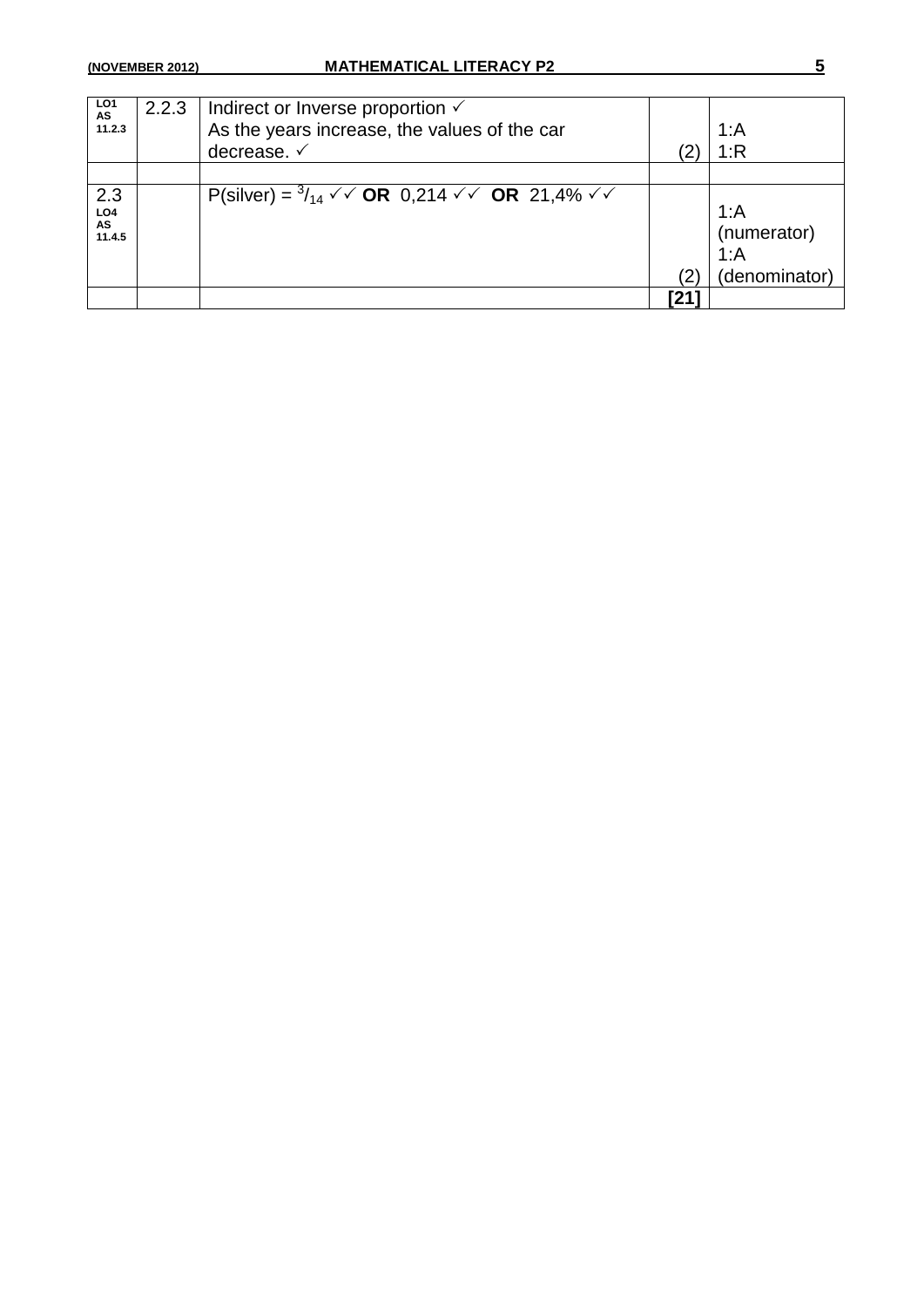| | | | | |
|---|---|---|---|---|
| LO1 AS 11.2.3 | 2.2.3 | Indirect or Inverse proportion ✓<br>As the years increase, the values of the car decrease. ✓ | (2) | 1:A<br>1:R |
| | | | | |
| 2.3 LO4 AS 11.4.5 | | P(silver) = $^{3}/_{14}$ ✓✓ **OR** 0,214 ✓✓ **OR** 21,4% ✓✓ | (2) | 1:A (numerator)<br>1:A (denominator) |
| | | | **[21]** | |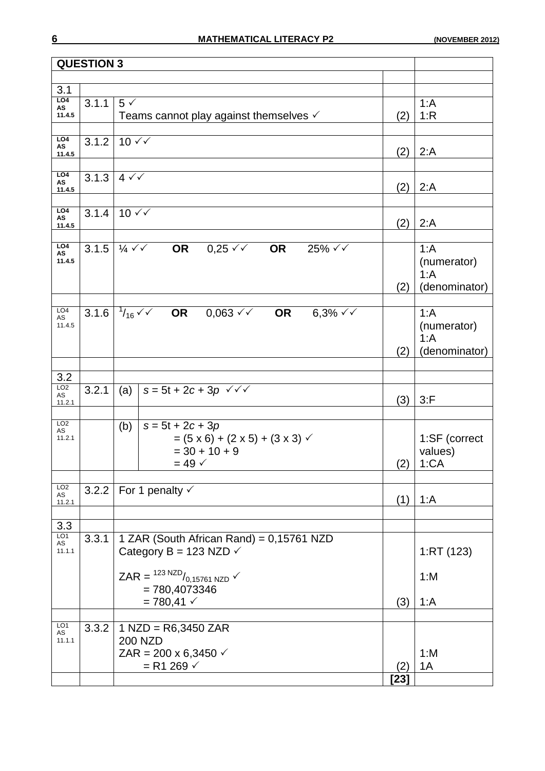| QUESTION 3 | | | | |
|---|---|---|---|---|
| 3.1 | | | | |
| LO4 AS 11.4.5 | 3.1.1 | 5 ✓<br>Teams cannot play against themselves ✓ | (2) | 1:A<br>1:R |
| LO4 AS 11.4.5 | 3.1.2 | 10 ✓✓ | (2) | 2:A |
| LO4 AS 11.4.5 | 3.1.3 | 4 ✓✓ | (2) | 2:A |
| LO4 AS 11.4.5 | 3.1.4 | 10 ✓✓ | (2) | 2:A |
| LO4 AS 11.4.5 | 3.1.5 | ¼ ✓✓ **OR** 0,25 ✓✓ **OR** 25% ✓✓ | (2) | 1:A (numerator)<br>1:A (denominator) |
| LO4 AS 11.4.5 | 3.1.6 | $^{1}/_{16}$ ✓✓ **OR** 0,063 ✓✓ **OR** 6,3% ✓✓ | (2) | 1:A (numerator)<br>1:A (denominator) |
| 3.2 | | | | |
| LO2 AS 11.2.1 | 3.2.1 | (a) $s = 5t + 2c + 3p$ ✓✓✓ | (3) | 3:F |
| LO2 AS 11.2.1 | | (b) $s = 5t + 2c + 3p$<br>$= (5 \times 6) + (2 \times 5) + (3 \times 3)$ ✓<br>$= 30 + 10 + 9$<br>$= 49$ ✓ | (2) | 1:SF (correct values)<br>1:CA |
| LO2 AS 11.2.1 | 3.2.2 | For 1 penalty ✓ | (1) | 1:A |
| 3.3 | | | | |
| LO1 AS 11.1.1 | 3.3.1 | 1 ZAR (South African Rand) = 0,15761 NZD<br>Category B = 123 NZD ✓<br>ZAR = $^{123\text{ NZD}}/_{0,15761\text{ NZD}}$ ✓<br>= 780,4073346<br>= 780,41 ✓ | (3) | 1:RT (123)<br>1:M<br>1:A |
| LO1 AS 11.1.1 | 3.3.2 | 1 NZD = R6,3450 ZAR<br>200 NZD<br>ZAR = 200 x 6,3450 ✓<br>= R1 269 ✓ | (2) | 1:M<br>1A |
| | | | **[23]** | |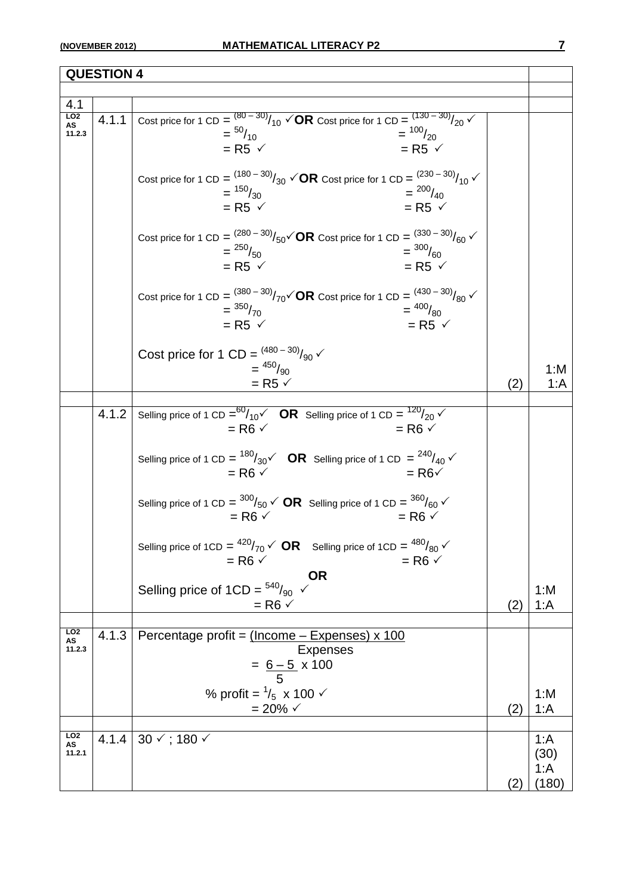## QUESTION 4

| | | | | |
|---|---|---|---|---|
| 4.1 | | | | |
| LO2 AS 11.2.3 | 4.1.1 | Cost price for 1 CD = $^{(80-30)}/_{10}$ ✓ **OR** Cost price for 1 CD = $^{(130-30)}/_{20}$ ✓<br>= $^{50}/_{10}$ = $^{100}/_{20}$<br>= R5 ✓ = R5 ✓<br><br>Cost price for 1 CD = $^{(180-30)}/_{30}$ ✓ **OR** Cost price for 1 CD = $^{(230-30)}/_{10}$ ✓<br>= $^{150}/_{30}$ = $^{200}/_{40}$<br>= R5 ✓ = R5 ✓<br><br>Cost price for 1 CD = $^{(280-30)}/_{50}$ ✓ **OR** Cost price for 1 CD = $^{(330-30)}/_{60}$ ✓<br>= $^{250}/_{50}$ = $^{300}/_{60}$<br>= R5 ✓ = R5 ✓<br><br>Cost price for 1 CD = $^{(380-30)}/_{70}$ ✓ **OR** Cost price for 1 CD = $^{(430-30)}/_{80}$ ✓<br>= $^{350}/_{70}$ = $^{400}/_{80}$<br>= R5 ✓ = R5 ✓<br><br>Cost price for 1 CD = $^{(480-30)}/_{90}$ ✓<br>= $^{450}/_{90}$<br>= R5 ✓ | (2) | 1:M<br>1:A |
| | | | | |
| | 4.1.2 | Selling price of 1 CD = $^{60}/_{10}$ ✓ **OR** Selling price of 1 CD = $^{120}/_{20}$ ✓<br>= R6 ✓ = R6 ✓<br><br>Selling price of 1 CD = $^{180}/_{30}$ ✓ **OR** Selling price of 1 CD = $^{240}/_{40}$ ✓<br>= R6 ✓ = R6 ✓<br><br>Selling price of 1 CD = $^{300}/_{50}$ ✓ **OR** Selling price of 1 CD = $^{360}/_{60}$ ✓<br>= R6 ✓ = R6 ✓<br><br>Selling price of 1CD = $^{420}/_{70}$ ✓ **OR** Selling price of 1CD = $^{480}/_{80}$ ✓<br>= R6 ✓ = R6 ✓<br>**OR**<br>Selling price of 1CD = $^{540}/_{90}$ ✓<br>= R6 ✓ | (2) | 1:M<br>1:A |
| | | | | |
| LO2 AS 11.2.3 | 4.1.3 | Percentage profit = $\dfrac{\text{(Income – Expenses) x 100}}{\text{Expenses}}$<br>= $\dfrac{6-5}{5}$ x 100<br>% profit = $^{1}/_{5}$ x 100 ✓<br>= 20% ✓ | (2) | 1:M<br>1:A |
| | | | | |
| LO2 AS 11.2.1 | 4.1.4 | 30 ✓ ; 180 ✓ | (2) | 1:A (30)<br>1:A (180) |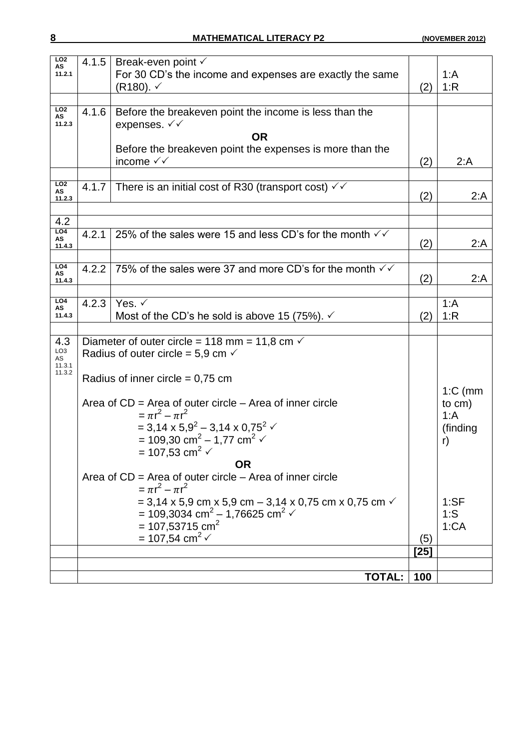| | | | | |
|---|---|---|---|---|
| LO2 AS 11.2.1 | 4.1.5 | Break-even point ✓<br>For 30 CD's the income and expenses are exactly the same (R180). ✓ | (2) | 1:A<br>1:R |
| | | | | |
| LO2 AS 11.2.3 | 4.1.6 | Before the breakeven point the income is less than the expenses. ✓✓<br>**OR**<br>Before the breakeven point the expenses is more than the income ✓✓ | (2) | 2:A |
| | | | | |
| LO2 AS 11.2.3 | 4.1.7 | There is an initial cost of R30 (transport cost) ✓✓ | (2) | 2:A |
| | | | | |
| 4.2 | | | | |
| LO4 AS 11.4.3 | 4.2.1 | 25% of the sales were 15 and less CD's for the month ✓✓ | (2) | 2:A |
| | | | | |
| LO4 AS 11.4.3 | 4.2.2 | 75% of the sales were 37 and more CD's for the month ✓✓ | (2) | 2:A |
| | | | | |
| LO4 AS 11.4.3 | 4.2.3 | Yes. ✓<br>Most of the CD's he sold is above 15 (75%). ✓ | (2) | 1:A<br>1:R |
| | | | | |
| 4.3 LO3 AS 11.3.1 11.3.2 | | Diameter of outer circle = 118 mm = 11,8 cm ✓<br>Radius of outer circle = 5,9 cm ✓<br><br>Radius of inner circle = 0,75 cm<br><br>Area of CD = Area of outer circle – Area of inner circle<br>$= \pi r^2 - \pi r^2$<br>$= 3{,}14 \times 5{,}9^2 - 3{,}14 \times 0{,}75^2$ ✓<br>$= 109{,}30 \text{ cm}^2 - 1{,}77 \text{ cm}^2$ ✓<br>$= 107{,}53 \text{ cm}^2$ ✓<br>**OR**<br>Area of CD = Area of outer circle – Area of inner circle<br>$= \pi r^2 - \pi r^2$<br>$= 3{,}14 \times 5{,}9 \text{ cm} \times 5{,}9 \text{ cm} - 3{,}14 \times 0{,}75 \text{ cm} \times 0{,}75 \text{ cm}$ ✓<br>$= 109{,}3034 \text{ cm}^2 - 1{,}76625 \text{ cm}^2$ ✓<br>$= 107{,}53715 \text{ cm}^2$<br>$= 107{,}54 \text{ cm}^2$ ✓ | (5) | 1:C (mm to cm)<br>1:A (finding r)<br><br>1:SF<br>1:S<br>1:CA |
| | | | **[25]** | |
| | | | | |
| | | **TOTAL:** | **100** | |